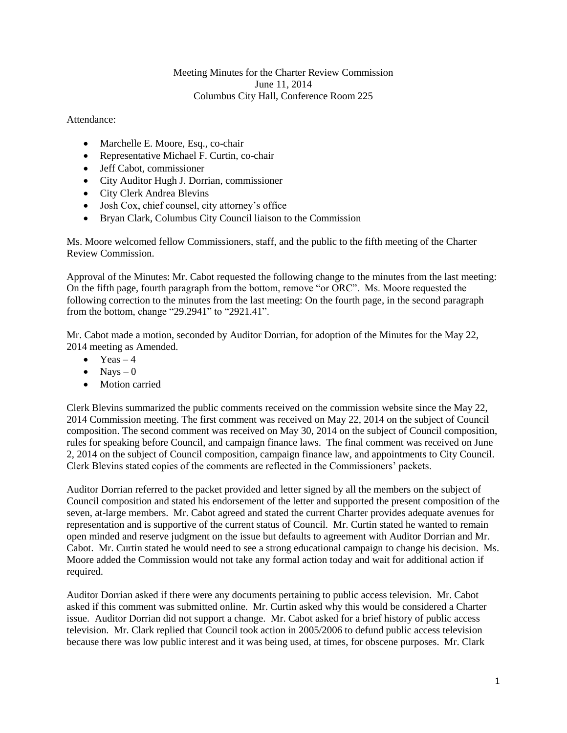Meeting Minutes for the Charter Review Commission
June 11, 2014
Columbus City Hall, Conference Room 225

Attendance:

- Marchelle E. Moore, Esq., co-chair
- Representative Michael F. Curtin, co-chair
- Jeff Cabot, commissioner
- City Auditor Hugh J. Dorrian, commissioner
- City Clerk Andrea Blevins
- Josh Cox, chief counsel, city attorney's office
- Bryan Clark, Columbus City Council liaison to the Commission

Ms. Moore welcomed fellow Commissioners, staff, and the public to the fifth meeting of the Charter Review Commission.

Approval of the Minutes: Mr. Cabot requested the following change to the minutes from the last meeting: On the fifth page, fourth paragraph from the bottom, remove "or ORC". Ms. Moore requested the following correction to the minutes from the last meeting: On the fourth page, in the second paragraph from the bottom, change "29.2941" to "2921.41".

Mr. Cabot made a motion, seconded by Auditor Dorrian, for adoption of the Minutes for the May 22, 2014 meeting as Amended.

- Yeas – 4
- Nays – 0
- Motion carried

Clerk Blevins summarized the public comments received on the commission website since the May 22, 2014 Commission meeting. The first comment was received on May 22, 2014 on the subject of Council composition. The second comment was received on May 30, 2014 on the subject of Council composition, rules for speaking before Council, and campaign finance laws. The final comment was received on June 2, 2014 on the subject of Council composition, campaign finance law, and appointments to City Council. Clerk Blevins stated copies of the comments are reflected in the Commissioners' packets.

Auditor Dorrian referred to the packet provided and letter signed by all the members on the subject of Council composition and stated his endorsement of the letter and supported the present composition of the seven, at-large members. Mr. Cabot agreed and stated the current Charter provides adequate avenues for representation and is supportive of the current status of Council. Mr. Curtin stated he wanted to remain open minded and reserve judgment on the issue but defaults to agreement with Auditor Dorrian and Mr. Cabot. Mr. Curtin stated he would need to see a strong educational campaign to change his decision. Ms. Moore added the Commission would not take any formal action today and wait for additional action if required.

Auditor Dorrian asked if there were any documents pertaining to public access television. Mr. Cabot asked if this comment was submitted online. Mr. Curtin asked why this would be considered a Charter issue. Auditor Dorrian did not support a change. Mr. Cabot asked for a brief history of public access television. Mr. Clark replied that Council took action in 2005/2006 to defund public access television because there was low public interest and it was being used, at times, for obscene purposes. Mr. Clark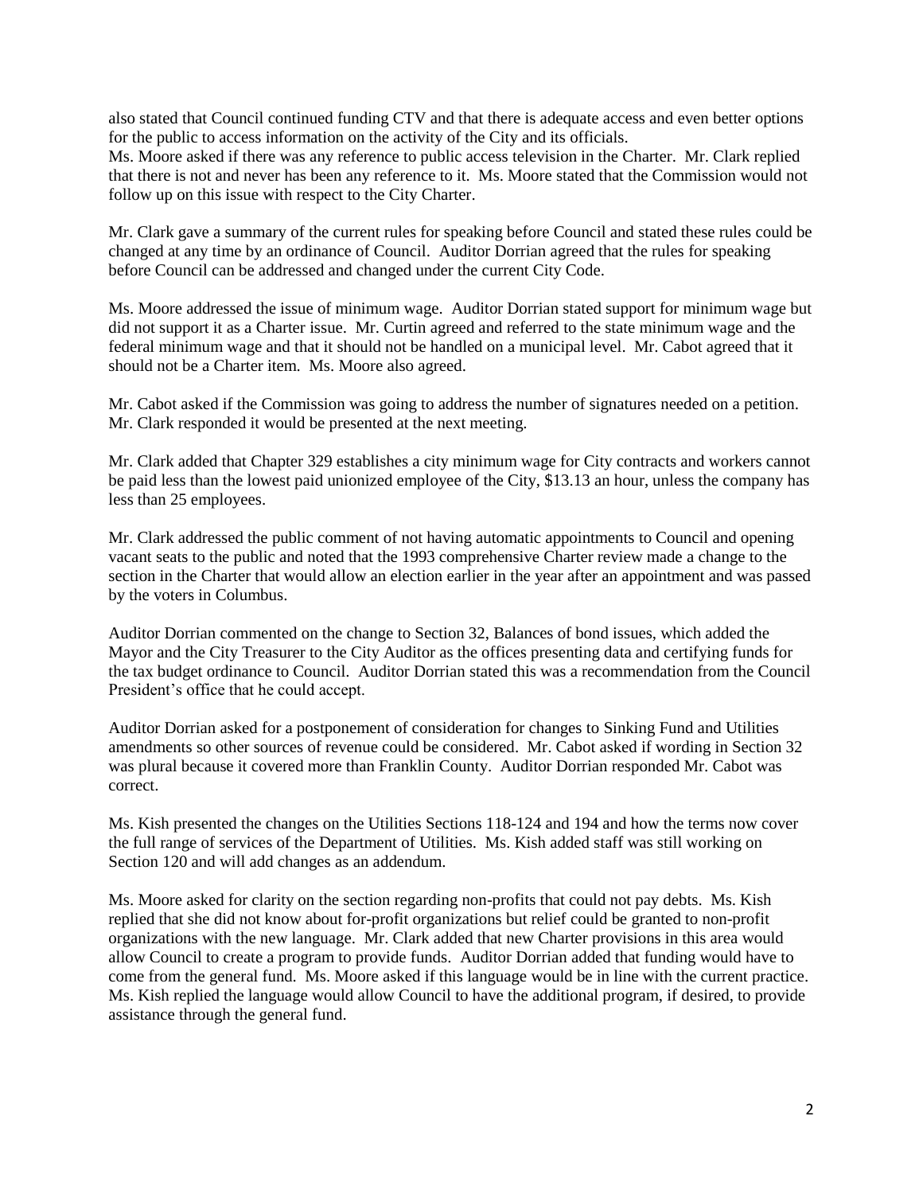also stated that Council continued funding CTV and that there is adequate access and even better options for the public to access information on the activity of the City and its officials.
Ms. Moore asked if there was any reference to public access television in the Charter. Mr. Clark replied that there is not and never has been any reference to it. Ms. Moore stated that the Commission would not follow up on this issue with respect to the City Charter.

Mr. Clark gave a summary of the current rules for speaking before Council and stated these rules could be changed at any time by an ordinance of Council. Auditor Dorrian agreed that the rules for speaking before Council can be addressed and changed under the current City Code.

Ms. Moore addressed the issue of minimum wage. Auditor Dorrian stated support for minimum wage but did not support it as a Charter issue. Mr. Curtin agreed and referred to the state minimum wage and the federal minimum wage and that it should not be handled on a municipal level. Mr. Cabot agreed that it should not be a Charter item. Ms. Moore also agreed.

Mr. Cabot asked if the Commission was going to address the number of signatures needed on a petition. Mr. Clark responded it would be presented at the next meeting.

Mr. Clark added that Chapter 329 establishes a city minimum wage for City contracts and workers cannot be paid less than the lowest paid unionized employee of the City, $13.13 an hour, unless the company has less than 25 employees.

Mr. Clark addressed the public comment of not having automatic appointments to Council and opening vacant seats to the public and noted that the 1993 comprehensive Charter review made a change to the section in the Charter that would allow an election earlier in the year after an appointment and was passed by the voters in Columbus.

Auditor Dorrian commented on the change to Section 32, Balances of bond issues, which added the Mayor and the City Treasurer to the City Auditor as the offices presenting data and certifying funds for the tax budget ordinance to Council. Auditor Dorrian stated this was a recommendation from the Council President's office that he could accept.

Auditor Dorrian asked for a postponement of consideration for changes to Sinking Fund and Utilities amendments so other sources of revenue could be considered. Mr. Cabot asked if wording in Section 32 was plural because it covered more than Franklin County. Auditor Dorrian responded Mr. Cabot was correct.

Ms. Kish presented the changes on the Utilities Sections 118-124 and 194 and how the terms now cover the full range of services of the Department of Utilities. Ms. Kish added staff was still working on Section 120 and will add changes as an addendum.

Ms. Moore asked for clarity on the section regarding non-profits that could not pay debts. Ms. Kish replied that she did not know about for-profit organizations but relief could be granted to non-profit organizations with the new language. Mr. Clark added that new Charter provisions in this area would allow Council to create a program to provide funds. Auditor Dorrian added that funding would have to come from the general fund. Ms. Moore asked if this language would be in line with the current practice. Ms. Kish replied the language would allow Council to have the additional program, if desired, to provide assistance through the general fund.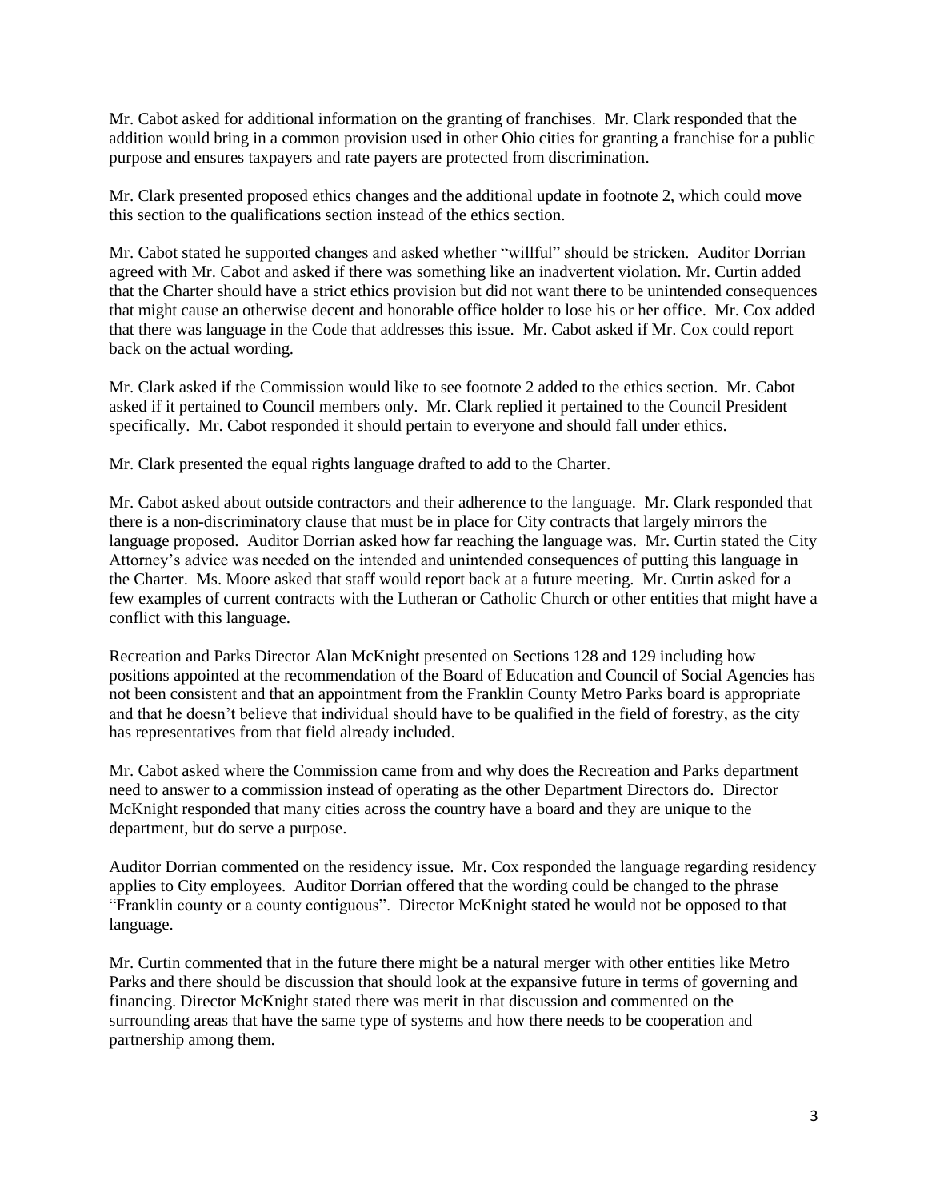Mr. Cabot asked for additional information on the granting of franchises. Mr. Clark responded that the addition would bring in a common provision used in other Ohio cities for granting a franchise for a public purpose and ensures taxpayers and rate payers are protected from discrimination.

Mr. Clark presented proposed ethics changes and the additional update in footnote 2, which could move this section to the qualifications section instead of the ethics section.

Mr. Cabot stated he supported changes and asked whether "willful" should be stricken. Auditor Dorrian agreed with Mr. Cabot and asked if there was something like an inadvertent violation. Mr. Curtin added that the Charter should have a strict ethics provision but did not want there to be unintended consequences that might cause an otherwise decent and honorable office holder to lose his or her office. Mr. Cox added that there was language in the Code that addresses this issue. Mr. Cabot asked if Mr. Cox could report back on the actual wording.

Mr. Clark asked if the Commission would like to see footnote 2 added to the ethics section. Mr. Cabot asked if it pertained to Council members only. Mr. Clark replied it pertained to the Council President specifically. Mr. Cabot responded it should pertain to everyone and should fall under ethics.

Mr. Clark presented the equal rights language drafted to add to the Charter.

Mr. Cabot asked about outside contractors and their adherence to the language. Mr. Clark responded that there is a non-discriminatory clause that must be in place for City contracts that largely mirrors the language proposed. Auditor Dorrian asked how far reaching the language was. Mr. Curtin stated the City Attorney's advice was needed on the intended and unintended consequences of putting this language in the Charter. Ms. Moore asked that staff would report back at a future meeting. Mr. Curtin asked for a few examples of current contracts with the Lutheran or Catholic Church or other entities that might have a conflict with this language.

Recreation and Parks Director Alan McKnight presented on Sections 128 and 129 including how positions appointed at the recommendation of the Board of Education and Council of Social Agencies has not been consistent and that an appointment from the Franklin County Metro Parks board is appropriate and that he doesn't believe that individual should have to be qualified in the field of forestry, as the city has representatives from that field already included.

Mr. Cabot asked where the Commission came from and why does the Recreation and Parks department need to answer to a commission instead of operating as the other Department Directors do. Director McKnight responded that many cities across the country have a board and they are unique to the department, but do serve a purpose.

Auditor Dorrian commented on the residency issue. Mr. Cox responded the language regarding residency applies to City employees. Auditor Dorrian offered that the wording could be changed to the phrase "Franklin county or a county contiguous". Director McKnight stated he would not be opposed to that language.

Mr. Curtin commented that in the future there might be a natural merger with other entities like Metro Parks and there should be discussion that should look at the expansive future in terms of governing and financing. Director McKnight stated there was merit in that discussion and commented on the surrounding areas that have the same type of systems and how there needs to be cooperation and partnership among them.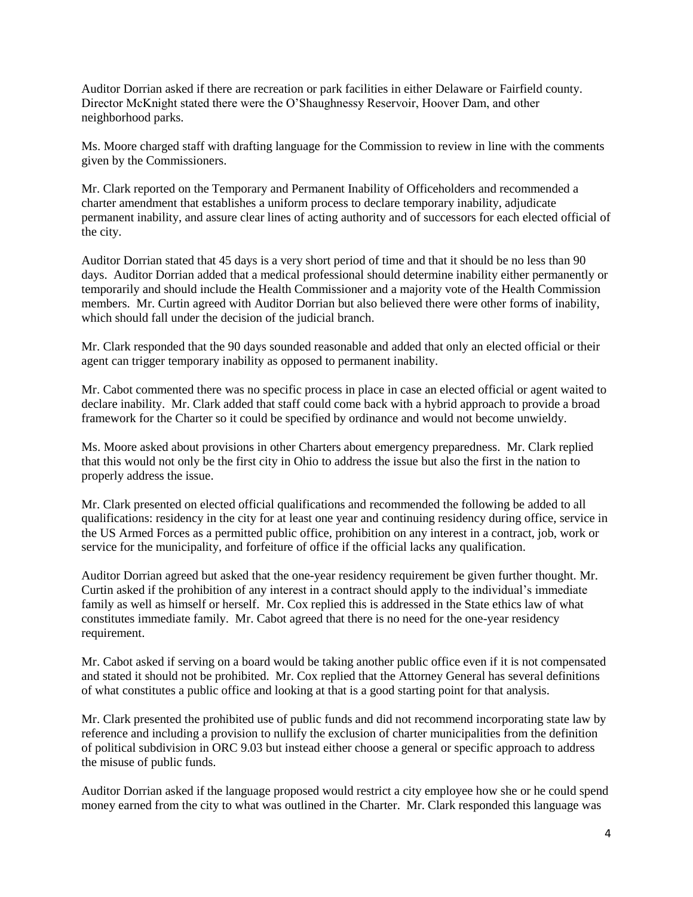Auditor Dorrian asked if there are recreation or park facilities in either Delaware or Fairfield county. Director McKnight stated there were the O'Shaughnessy Reservoir, Hoover Dam, and other neighborhood parks.

Ms. Moore charged staff with drafting language for the Commission to review in line with the comments given by the Commissioners.

Mr. Clark reported on the Temporary and Permanent Inability of Officeholders and recommended a charter amendment that establishes a uniform process to declare temporary inability, adjudicate permanent inability, and assure clear lines of acting authority and of successors for each elected official of the city.

Auditor Dorrian stated that 45 days is a very short period of time and that it should be no less than 90 days. Auditor Dorrian added that a medical professional should determine inability either permanently or temporarily and should include the Health Commissioner and a majority vote of the Health Commission members. Mr. Curtin agreed with Auditor Dorrian but also believed there were other forms of inability, which should fall under the decision of the judicial branch.

Mr. Clark responded that the 90 days sounded reasonable and added that only an elected official or their agent can trigger temporary inability as opposed to permanent inability.

Mr. Cabot commented there was no specific process in place in case an elected official or agent waited to declare inability. Mr. Clark added that staff could come back with a hybrid approach to provide a broad framework for the Charter so it could be specified by ordinance and would not become unwieldy.

Ms. Moore asked about provisions in other Charters about emergency preparedness. Mr. Clark replied that this would not only be the first city in Ohio to address the issue but also the first in the nation to properly address the issue.

Mr. Clark presented on elected official qualifications and recommended the following be added to all qualifications: residency in the city for at least one year and continuing residency during office, service in the US Armed Forces as a permitted public office, prohibition on any interest in a contract, job, work or service for the municipality, and forfeiture of office if the official lacks any qualification.

Auditor Dorrian agreed but asked that the one-year residency requirement be given further thought. Mr. Curtin asked if the prohibition of any interest in a contract should apply to the individual's immediate family as well as himself or herself. Mr. Cox replied this is addressed in the State ethics law of what constitutes immediate family. Mr. Cabot agreed that there is no need for the one-year residency requirement.

Mr. Cabot asked if serving on a board would be taking another public office even if it is not compensated and stated it should not be prohibited. Mr. Cox replied that the Attorney General has several definitions of what constitutes a public office and looking at that is a good starting point for that analysis.

Mr. Clark presented the prohibited use of public funds and did not recommend incorporating state law by reference and including a provision to nullify the exclusion of charter municipalities from the definition of political subdivision in ORC 9.03 but instead either choose a general or specific approach to address the misuse of public funds.

Auditor Dorrian asked if the language proposed would restrict a city employee how she or he could spend money earned from the city to what was outlined in the Charter. Mr. Clark responded this language was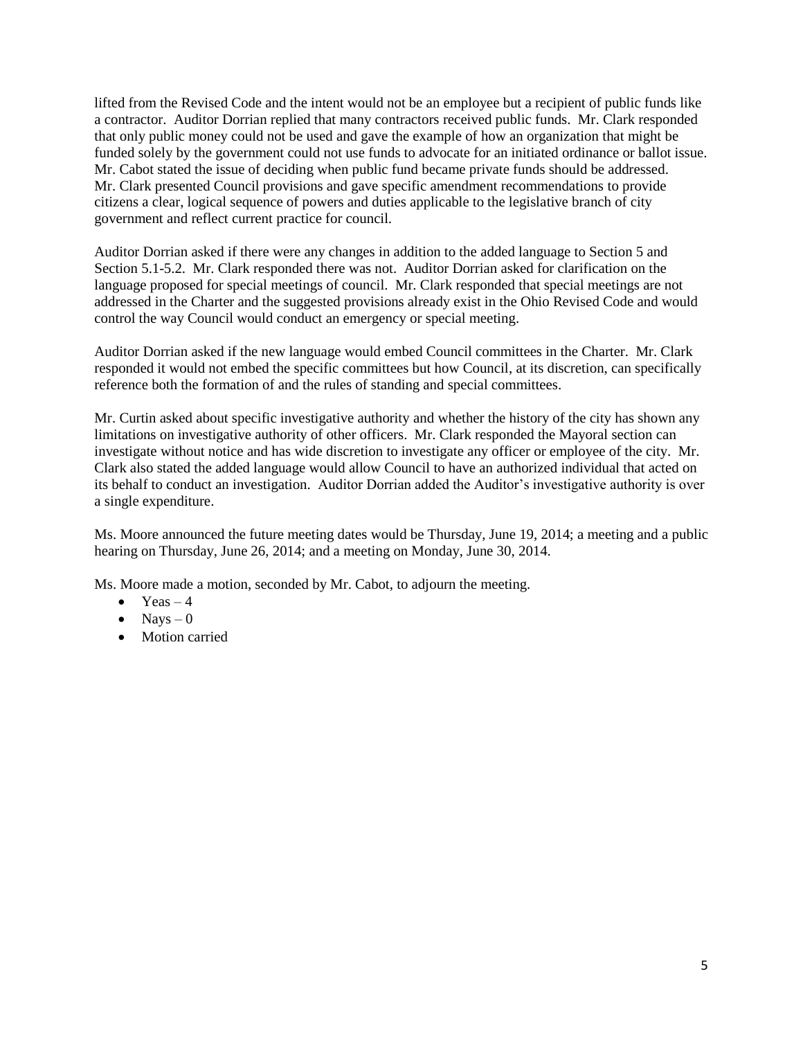lifted from the Revised Code and the intent would not be an employee but a recipient of public funds like a contractor. Auditor Dorrian replied that many contractors received public funds. Mr. Clark responded that only public money could not be used and gave the example of how an organization that might be funded solely by the government could not use funds to advocate for an initiated ordinance or ballot issue. Mr. Cabot stated the issue of deciding when public fund became private funds should be addressed. Mr. Clark presented Council provisions and gave specific amendment recommendations to provide citizens a clear, logical sequence of powers and duties applicable to the legislative branch of city government and reflect current practice for council.

Auditor Dorrian asked if there were any changes in addition to the added language to Section 5 and Section 5.1-5.2. Mr. Clark responded there was not. Auditor Dorrian asked for clarification on the language proposed for special meetings of council. Mr. Clark responded that special meetings are not addressed in the Charter and the suggested provisions already exist in the Ohio Revised Code and would control the way Council would conduct an emergency or special meeting.

Auditor Dorrian asked if the new language would embed Council committees in the Charter. Mr. Clark responded it would not embed the specific committees but how Council, at its discretion, can specifically reference both the formation of and the rules of standing and special committees.

Mr. Curtin asked about specific investigative authority and whether the history of the city has shown any limitations on investigative authority of other officers. Mr. Clark responded the Mayoral section can investigate without notice and has wide discretion to investigate any officer or employee of the city. Mr. Clark also stated the added language would allow Council to have an authorized individual that acted on its behalf to conduct an investigation. Auditor Dorrian added the Auditor's investigative authority is over a single expenditure.

Ms. Moore announced the future meeting dates would be Thursday, June 19, 2014; a meeting and a public hearing on Thursday, June 26, 2014; and a meeting on Monday, June 30, 2014.

Ms. Moore made a motion, seconded by Mr. Cabot, to adjourn the meeting.

- Yeas – 4
- Nays – 0
- Motion carried